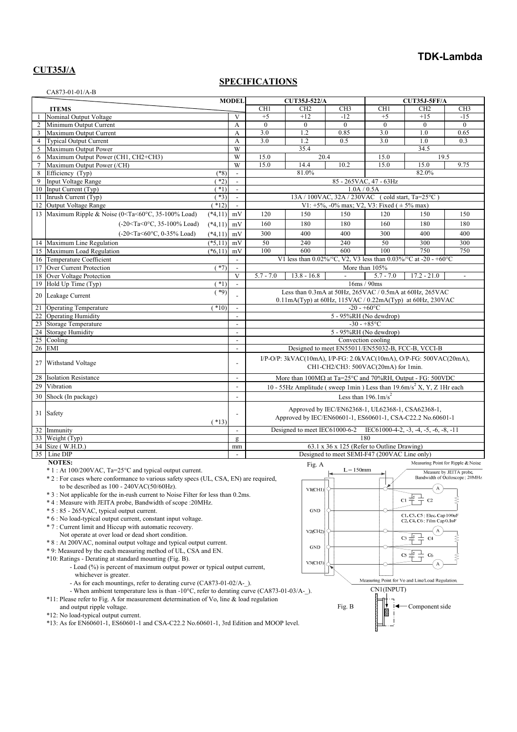**TDK-Lambda**

## CUT35J/A

## SPECIFICATIONS

CA873-01-01/A-B

| | ITEMS | | MODEL | CUT35J-522/A | | | CUT35J-5FF/A | | |
|---|---|---|---|---|---|---|---|---|---|
| | | | | CH1 | CH2 | CH3 | CH1 | CH2 | CH3 |
| 1 | Nominal Output Voltage | | V | +5 | +12 | -12 | +5 | +15 | -15 |
| 2 | Minimum Output Current | | A | 0 | 0 | 0 | 0 | 0 | 0 |
| 3 | Maximum Output Current | | A | 3.0 | 1.2 | 0.85 | 3.0 | 1.0 | 0.65 |
| 4 | Typical Output Current | | A | 3.0 | 1.2 | 0.5 | 3.0 | 1.0 | 0.3 |
| 5 | Maximum Output Power | | W | 35.4 | | | 34.5 | | |
| 6 | Maximum Output Power (CH1, CH2+CH3) | | W | 15.0 | 20.4 | | 15.0 | 19.5 | |
| 7 | Maximum Output Power (/CH) | | W | 15.0 | 14.4 | 10.2 | 15.0 | 15.0 | 9.75 |
| 8 | Efficiency (Typ) | (*8) | - | 81.0% | | | 82.0% | | |
| 9 | Input Voltage Range | (*2) | - | 85 - 265VAC, 47 - 63Hz | | | | | |
| 10 | Input Current (Typ) | (*1) | - | 1.0A / 0.5A | | | | | |
| 11 | Inrush Current (Typ) | (*3) | - | 13A / 100VAC, 32A / 230VAC (cold start, Ta=25°C) | | | | | |
| 12 | Output Voltage Range | (*12) | - | V1: +5%, -0% max; V2, V3: Fixed (± 5% max) | | | | | |
| 13 | Maximum Ripple & Noise (0<Ta<60°C, 35-100% Load) | (*4,11) | mV | 120 | 150 | 150 | 120 | 150 | 150 |
| | (-20<Ta<0°C, 35-100% Load) | (*4,11) | mV | 160 | 180 | 180 | 160 | 180 | 180 |
| | (-20<Ta<60°C, 0-35% Load) | (*4,11) | mV | 300 | 400 | 400 | 300 | 400 | 400 |
| 14 | Maximum Line Regulation | (*5,11) | mV | 50 | 240 | 240 | 50 | 300 | 300 |
| 15 | Maximum Load Regulation | (*6,11) | mV | 100 | 600 | 600 | 100 | 750 | 750 |
| 16 | Temperature Coefficient | | - | V1 less than 0.02%/°C, V2, V3 less than 0.03%/°C at -20 - +60°C | | | | | |
| 17 | Over Current Protection | (*7) | - | More than 105% | | | | | |
| 18 | Over Voltage Protection | | V | 5.7 - 7.0 | 13.8 - 16.8 | - | 5.7 - 7.0 | 17.2 - 21.0 | - |
| 19 | Hold Up Time (Typ) | (*1) | - | 16ms / 90ms | | | | | |
| 20 | Leakage Current | (*9) | - | Less than 0.3mA at 50Hz, 265VAC / 0.5mA at 60Hz, 265VAC<br>0.11mA(Typ) at 60Hz, 115VAC / 0.22mA(Typ) at 60Hz, 230VAC | | | | | |
| 21 | Operating Temperature | (*10) | - | -20 - +60°C | | | | | |
| 22 | Operating Humidity | | - | 5 - 95%RH (No dewdrop) | | | | | |
| 23 | Storage Temperature | | - | -30 - +85°C | | | | | |
| 24 | Storage Humidity | | - | 5 - 95%RH (No dewdrop) | | | | | |
| 25 | Cooling | | - | Convection cooling | | | | | |
| 26 | EMI | | - | Designed to meet EN55011/EN55032-B, FCC-B, VCCI-B | | | | | |
| 27 | Withstand Voltage | | - | I/P-O/P: 3kVAC(10mA), I/P-FG: 2.0kVAC(10mA), O/P-FG: 500VAC(20mA),<br>CH1-CH2/CH3: 500VAC(20mA) for 1min. | | | | | |
| 28 | Isolation Resistance | | - | More than 100MΩ at Ta=25°C and 70%RH, Output - FG: 500VDC | | | | | |
| 29 | Vibration | | - | 10 - 55Hz Amplitude ( sweep 1min ) Less than 19.6m/s$^2$ X, Y, Z 1Hr each | | | | | |
| 30 | Shock (In package) | | - | Less than 196.1m/s$^2$ | | | | | |
| 31 | Safety | (*13) | - | Approved by IEC/EN62368-1, UL62368-1, CSA62368-1,<br>Approved by IEC/EN60601-1, ES60601-1, CSA-C22.2 No.60601-1 | | | | | |
| 32 | Immunity | | - | Designed to meet IEC61000-6-2 IEC61000-4-2, -3, -4, -5, -6, -8, -11 | | | | | |
| 33 | Weight (Typ) | | g | 180 | | | | | |
| 34 | Size ( W.H.D.) | | mm | 63.1 x 36 x 125 (Refer to Outline Drawing) | | | | | |
| 35 | Line DIP | | - | Designed to meet SEMI-F47 (200VAC Line only) | | | | | |

**NOTES:**

- *1 : At 100/200VAC, Ta=25°C and typical output current.
- *2 : For cases where conformance to various safety specs (UL, CSA, EN) are required, to be described as 100 - 240VAC(50/60Hz).
- *3 : Not applicable for the in-rush current to Noise Filter for less than 0.2ms.
- *4 : Measure with JEITA probe, Bandwidth of scope :20MHz.
- *5 : 85 - 265VAC, typical output current.
- *6 : No load-typical output current, constant input voltage.
- *7 : Current limit and Hiccup with automatic recovery. Not operate at over load or dead short condition.
- *8 : At 200VAC, nominal output voltage and typical output current.
- *9: Measured by the each measuring method of UL, CSA and EN.
- *10: Ratings - Derating at standard mounting (Fig. B).
  - Load (%) is percent of maximum output power or typical output current, whichever is greater.
  - As for each mountings, refer to derating curve (CA873-01-02/A-_).
  - When ambient temperature less is than -10°C, refer to derating curve (CA873-01-03/A-_).
- *11: Please refer to Fig. A for measurement determination of Vo, line & load regulation and output ripple voltage.
- *12: No load-typical output current.
- *13: As for EN60601-1, ES60601-1 and CSA-C22.2 No.60601-1, 3rd Edition and MOOP level.

Fig. A

L = 150mm

Measuring Point for Ripple & Noise

Measure by JEITA probe, Bandwidth of Oscilloscope : 20MHz

V1(CH1), GND, V2(CH2), GND, V3(CH3)

C1, C3, C5 : Elec. Cap 100uF
C2, C4, C6 : Film Cap 0.1uF

Measuring Point for Vo and Line/Load Regulation.

Fig. B

CN1(INPUT)

Component side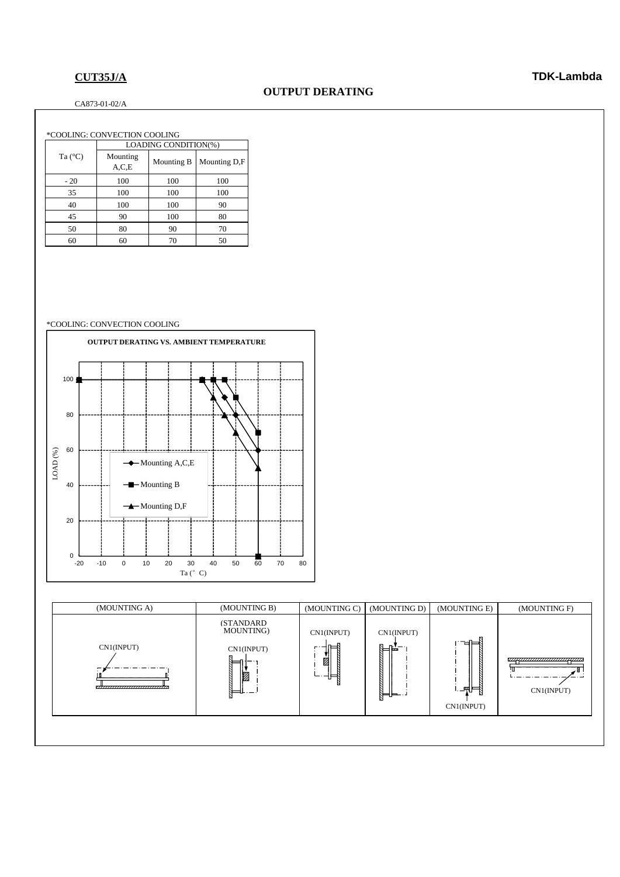**CUT35J/A** **TDK-Lambda**

## OUTPUT DERATING

CA873-01-02/A

*COOLING: CONVECTION COOLING

| Ta (°C) | LOADING CONDITION(%) | | |
|---|---|---|---|
| | Mounting A,C,E | Mounting B | Mounting D,F |
| - 20 | 100 | 100 | 100 |
| 35 | 100 | 100 | 100 |
| 40 | 100 | 100 | 90 |
| 45 | 90 | 100 | 80 |
| 50 | 80 | 90 | 70 |
| 60 | 60 | 70 | 50 |

*COOLING: CONVECTION COOLING

**OUTPUT DERATING VS. AMBIENT TEMPERATURE**

LOAD (%) vs. Ta (° C)

- Mounting A,C,E
- Mounting B
- Mounting D,F

| (MOUNTING A) | (MOUNTING B) | (MOUNTING C) | (MOUNTING D) | (MOUNTING E) | (MOUNTING F) |
|---|---|---|---|---|---|
| CN1(INPUT) | (STANDARD MOUNTING) CN1(INPUT) | CN1(INPUT) | CN1(INPUT) | CN1(INPUT) | CN1(INPUT) |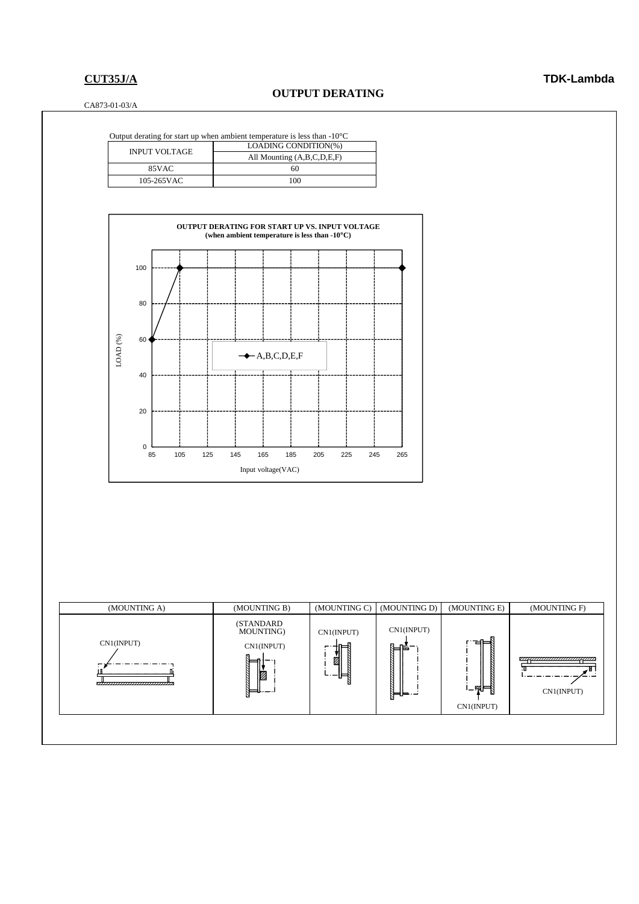**CUT35J/A** TDK-Lambda

# OUTPUT DERATING

CA873-01-03/A

Output derating for start up when ambient temperature is less than -10°C

| INPUT VOLTAGE | LOADING CONDITION(%) |
|---|---|
| | All Mounting (A,B,C,D,E,F) |
| 85VAC | 60 |
| 105-265VAC | 100 |

OUTPUT DERATING FOR START UP VS. INPUT VOLTAGE
(when ambient temperature is less than -10°C)

LOAD (%)

100
80
60
40
20
0

85 105 125 145 165 185 205 225 245 265

Input voltage(VAC)

A,B,C,D,E,F

| (MOUNTING A) | (MOUNTING B) | (MOUNTING C) | (MOUNTING D) | (MOUNTING E) | (MOUNTING F) |
|---|---|---|---|---|---|
| CN1(INPUT) | (STANDARD MOUNTING) CN1(INPUT) | CN1(INPUT) | CN1(INPUT) | CN1(INPUT) | CN1(INPUT) |